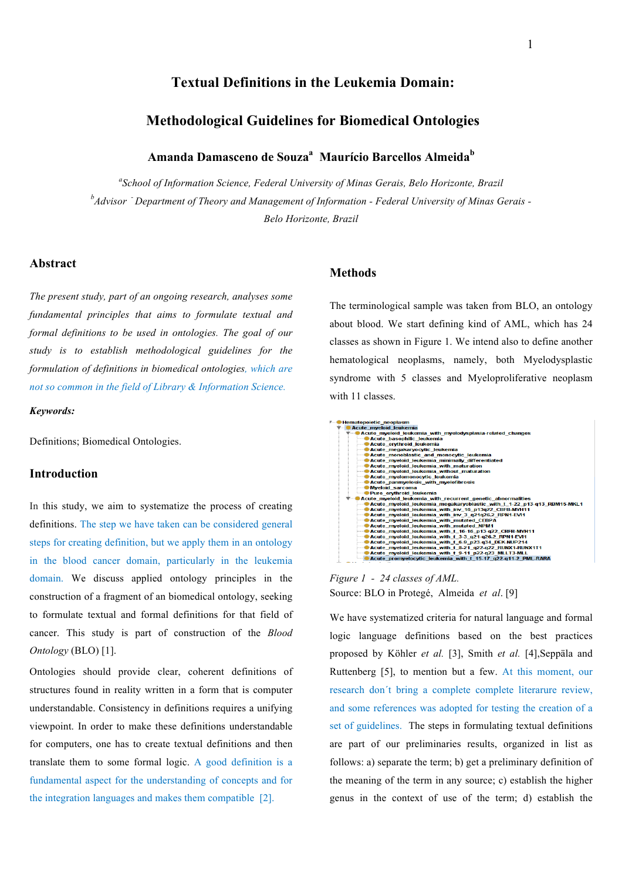# Textual Definitions in the Leukemia Domain:

# Methodological Guidelines for Biomedical Ontologies

**Amanda Damasceno de Souza[a] Maurício Barcellos Almeida[b]**

*[a]School of Information Science, Federal University of Minas Gerais, Belo Horizonte, Brazil*

*[b]Advisor - Department of Theory and Management of Information - Federal University of Minas Gerais - Belo Horizonte, Brazil*

## Abstract

*The present study, part of an ongoing research, analyses some fundamental principles that aims to formulate textual and formal definitions to be used in ontologies. The goal of our study is to establish methodological guidelines for the formulation of definitions in biomedical ontologies, which are not so common in the field of Library & Information Science.*

***Keywords:***

Definitions; Biomedical Ontologies.

## Introduction

In this study, we aim to systematize the process of creating definitions. The step we have taken can be considered general steps for creating definition, but we apply them in an ontology in the blood cancer domain, particularly in the leukemia domain. We discuss applied ontology principles in the construction of a fragment of an biomedical ontology, seeking to formulate textual and formal definitions for that field of cancer. This study is part of construction of the *Blood Ontology* (BLO) [1].

Ontologies should provide clear, coherent definitions of structures found in reality written in a form that is computer understandable. Consistency in definitions requires a unifying viewpoint. In order to make these definitions understandable for computers, one has to create textual definitions and then translate them to some formal logic. A good definition is a fundamental aspect for the understanding of concepts and for the integration languages and makes them compatible [2].

## Methods

The terminological sample was taken from BLO, an ontology about blood. We start defining kind of AML, which has 24 classes as shown in Figure 1. We intend also to define another hematological neoplasms, namely, both Myelodysplastic syndrome with 5 classes and Myeloproliferative neoplasm with 11 classes.

- Hematopoietic_neoplasm
  - Acute_myeloid_leukemia
    - Acute_myeloid_leukemia_with_myelodysplasia-related_changes
      - Acute_basophilic_leukemia
      - Acute_erythroid_leukemia
      - Acute_megakaryocytic_leukemia
      - Acute_monoblastic_and_monocytic_leukemia
      - Acute_myeloid_leukemia_minimally_differentiated
      - Acute_myeloid_leukemia_with_maturation
      - Acute_myeloid_leukemia_without_maturation
      - Acute_myelomonocytic_leukemia
      - Acute_panmyelosis_with_myelofibrosis
      - Myeloid_sarcoma
      - Pure_erythroid_leukemia
    - Acute_myeloid_leukemia_with_recurrent_genetic_abnormalities
      - Acute_myeloid_leukemia_megakaryoblastic_with_t_1-22_p13-q13_RBM15-MKL1
      - Acute_myeloid_leukemia_with_inv_16_p13q22_CBFB-MYH11
      - Acute_myeloid_leukemia_with_inv_3_q21q26.2_RPN1-EVI1
      - Acute_myeloid_leukemia_with_mutated_CEBPA
      - Acute_myeloid_leukemia_with_mutated_NPM1
      - Acute_myeloid_leukemia_with_t_16-16_p13-q22_CBFB-MYH11
      - Acute_myeloid_leukemia_with_t_3-3_q21-q26.2_RPN1-EVI1
      - Acute_myeloid_leukemia_with_t_6-9_p23-q34_DEK-NUP214
      - Acute_myeloid_leukemia_with_t_8-21_q22-q22_RUNX1-RUNX1T1
      - Acute_myeloid_leukemia_with_t_9-11_p22-q23_MLLT3-MLL
      - Acute_promyelocytic_leukemia_with_t_15-17_q22-q11-2_PML-RARA

*Figure 1 - 24 classes of AML.*
Source: BLO in Protegé, Almeida *et al*. [9]

We have systematized criteria for natural language and formal logic language definitions based on the best practices proposed by Köhler *et al.* [3], Smith *et al.* [4], Seppälä and Ruttenberg [5], to mention but a few. At this moment, our research don´t bring a complete complete literarure review, and some references was adopted for testing the creation of a set of guidelines. The steps in formulating textual definitions are part of our preliminaries results, organized in list as follows: a) separate the term; b) get a preliminary definition of the meaning of the term in any source; c) establish the higher genus in the context of use of the term; d) establish the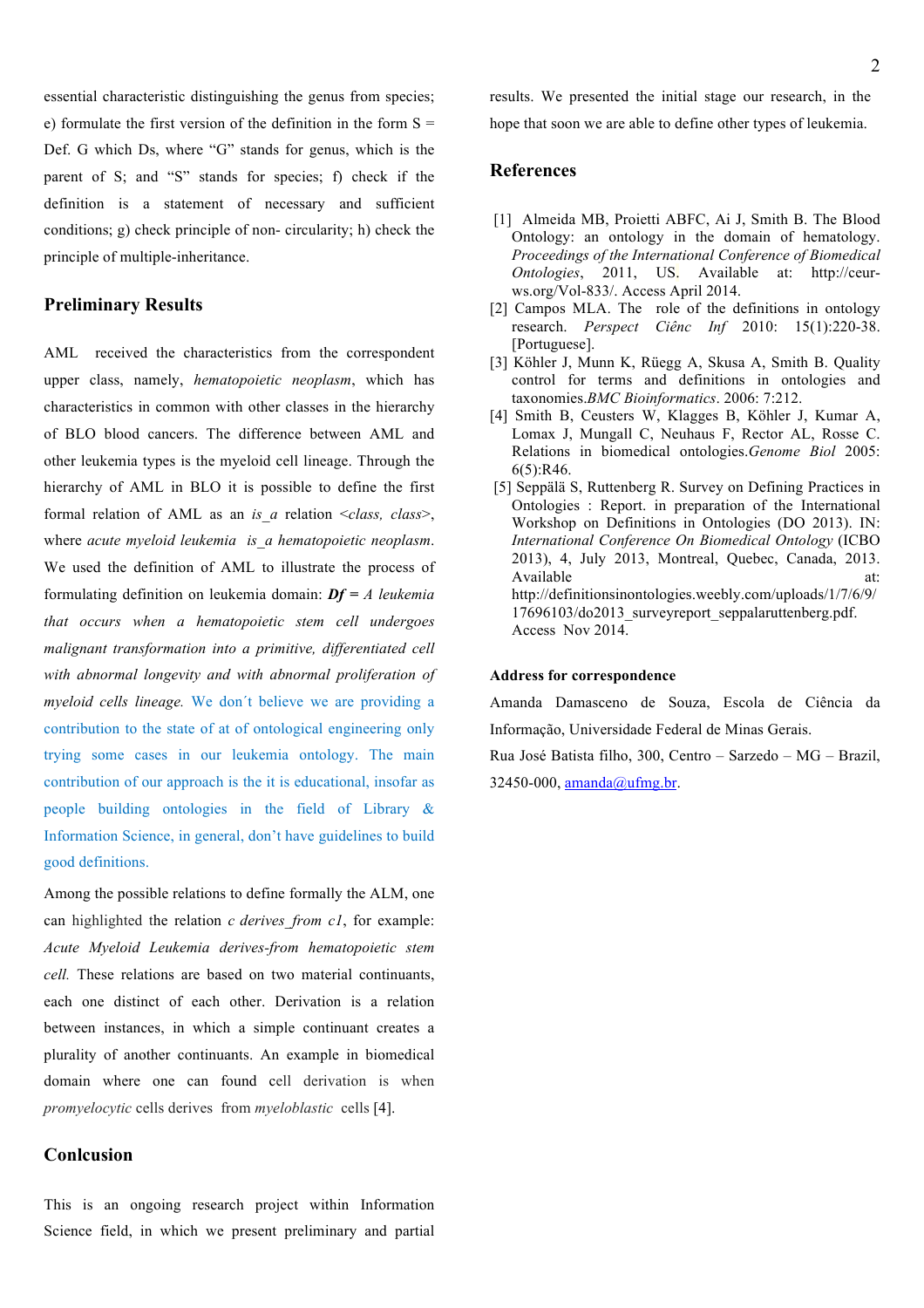essential characteristic distinguishing the genus from species; e) formulate the first version of the definition in the form S = Def. G which Ds, where "G" stands for genus, which is the parent of S; and "S" stands for species; f) check if the definition is a statement of necessary and sufficient conditions; g) check principle of non- circularity; h) check the principle of multiple-inheritance.

## Preliminary Results

AML received the characteristics from the correspondent upper class, namely, *hematopoietic neoplasm*, which has characteristics in common with other classes in the hierarchy of BLO blood cancers. The difference between AML and other leukemia types is the myeloid cell lineage. Through the hierarchy of AML in BLO it is possible to define the first formal relation of AML as an *is_a* relation <*class, class*>, where *acute myeloid leukemia is_a hematopoietic neoplasm*. We used the definition of AML to illustrate the process of formulating definition on leukemia domain: ***Df =*** *A leukemia that occurs when a hematopoietic stem cell undergoes malignant transformation into a primitive, differentiated cell with abnormal longevity and with abnormal proliferation of myeloid cells lineage.* We don´t believe we are providing a contribution to the state of at of ontological engineering only trying some cases in our leukemia ontology. The main contribution of our approach is the it is educational, insofar as people building ontologies in the field of Library & Information Science, in general, don't have guidelines to build good definitions.

Among the possible relations to define formally the ALM, one can highlighted the relation *c derives_from c1*, for example: *Acute Myeloid Leukemia derives-from hematopoietic stem cell.* These relations are based on two material continuants, each one distinct of each other. Derivation is a relation between instances, in which a simple continuant creates a plurality of another continuants. An example in biomedical domain where one can found cell derivation is when *promyelocytic* cells derives from *myeloblastic* cells [4].

## Conlcusion

This is an ongoing research project within Information Science field, in which we present preliminary and partial results. We presented the initial stage our research, in the hope that soon we are able to define other types of leukemia.

## References

[1] Almeida MB, Proietti ABFC, Ai J, Smith B. The Blood Ontology: an ontology in the domain of hematology. *Proceedings of the International Conference of Biomedical Ontologies*, 2011, US. Available at: http://ceur-ws.org/Vol-833/. Access April 2014.

[2] Campos MLA. The role of the definitions in ontology research. *Perspect Ciênc Inf* 2010: 15(1):220-38. [Portuguese].

[3] Köhler J, Munn K, Rüegg A, Skusa A, Smith B. Quality control for terms and definitions in ontologies and taxonomies.*BMC Bioinformatics*. 2006: 7:212.

[4] Smith B, Ceusters W, Klagges B, Köhler J, Kumar A, Lomax J, Mungall C, Neuhaus F, Rector AL, Rosse C. Relations in biomedical ontologies.*Genome Biol* 2005: 6(5):R46.

[5] Seppälä S, Ruttenberg R. Survey on Defining Practices in Ontologies : Report. in preparation of the International Workshop on Definitions in Ontologies (DO 2013). IN: *International Conference On Biomedical Ontology* (ICBO 2013), 4, July 2013, Montreal, Quebec, Canada, 2013. Available at: http://definitionsinontologies.weebly.com/uploads/1/7/6/9/17696103/do2013_surveyreport_seppalaruttenberg.pdf. Access Nov 2014.

**Address for correspondence**

Amanda Damasceno de Souza, Escola de Ciência da Informação, Universidade Federal de Minas Gerais.

Rua José Batista filho, 300, Centro – Sarzedo – MG – Brazil, 32450-000, amanda@ufmg.br.